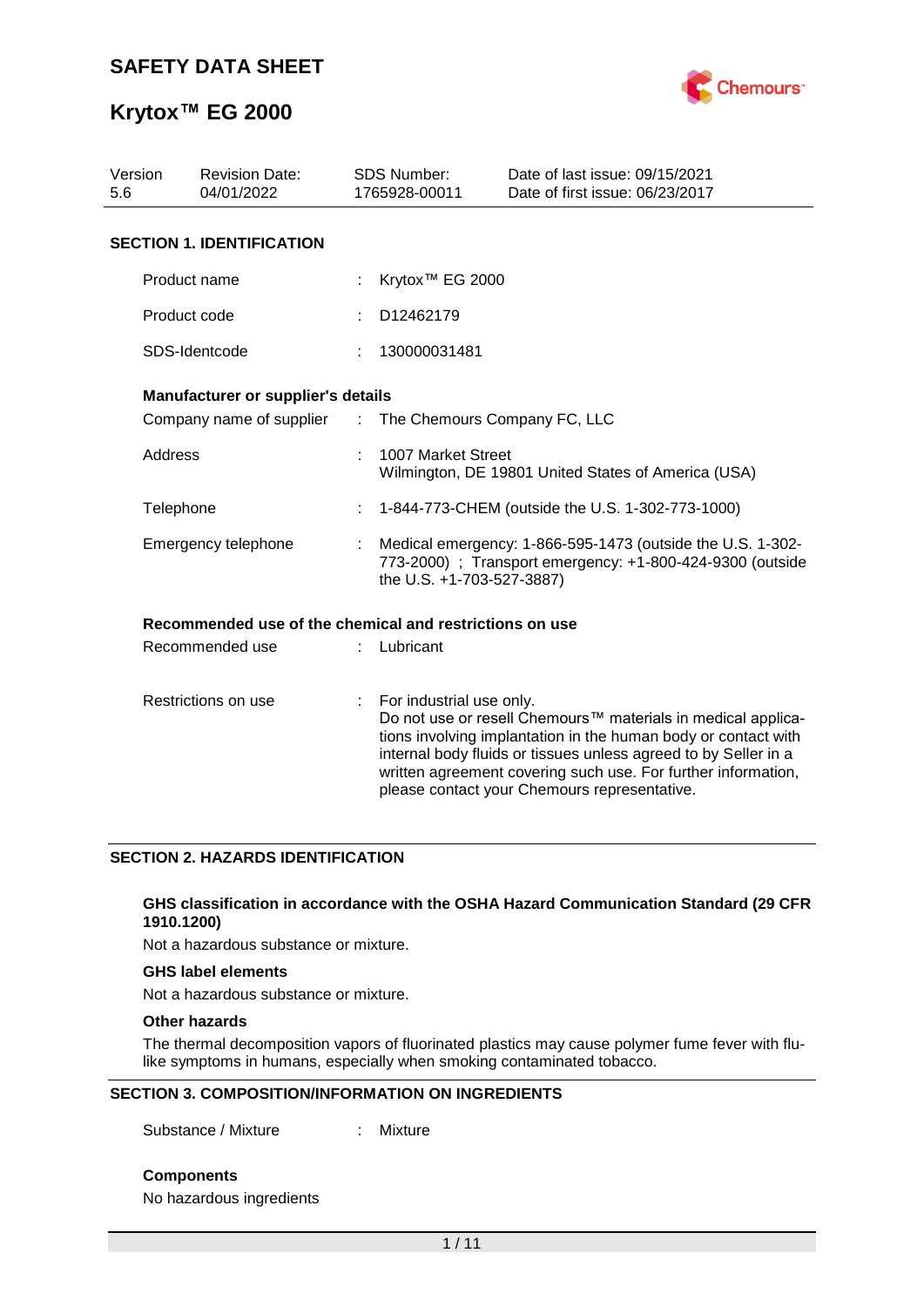# SAFETY DATA SHEET

# Krytox™ EG 2000

| Version | Revision Date: | SDS Number: | Date of last issue: 09/15/2021 |
|---|---|---|---|
| 5.6 | 04/01/2022 | 1765928-00011 | Date of first issue: 06/23/2017 |

## SECTION 1. IDENTIFICATION

Product name : Krytox™ EG 2000

Product code : D12462179

SDS-Identcode : 130000031481

### Manufacturer or supplier's details

Company name of supplier : The Chemours Company FC, LLC

Address : 1007 Market Street
Wilmington, DE 19801 United States of America (USA)

Telephone : 1-844-773-CHEM (outside the U.S. 1-302-773-1000)

Emergency telephone : Medical emergency: 1-866-595-1473 (outside the U.S. 1-302-773-2000) ; Transport emergency: +1-800-424-9300 (outside the U.S. +1-703-527-3887)

### Recommended use of the chemical and restrictions on use

Recommended use : Lubricant

Restrictions on use : For industrial use only.
Do not use or resell Chemours™ materials in medical applications involving implantation in the human body or contact with internal body fluids or tissues unless agreed to by Seller in a written agreement covering such use. For further information, please contact your Chemours representative.

## SECTION 2. HAZARDS IDENTIFICATION

### GHS classification in accordance with the OSHA Hazard Communication Standard (29 CFR 1910.1200)

Not a hazardous substance or mixture.

### GHS label elements

Not a hazardous substance or mixture.

### Other hazards

The thermal decomposition vapors of fluorinated plastics may cause polymer fume fever with flu-like symptoms in humans, especially when smoking contaminated tobacco.

## SECTION 3. COMPOSITION/INFORMATION ON INGREDIENTS

Substance / Mixture : Mixture

### Components

No hazardous ingredients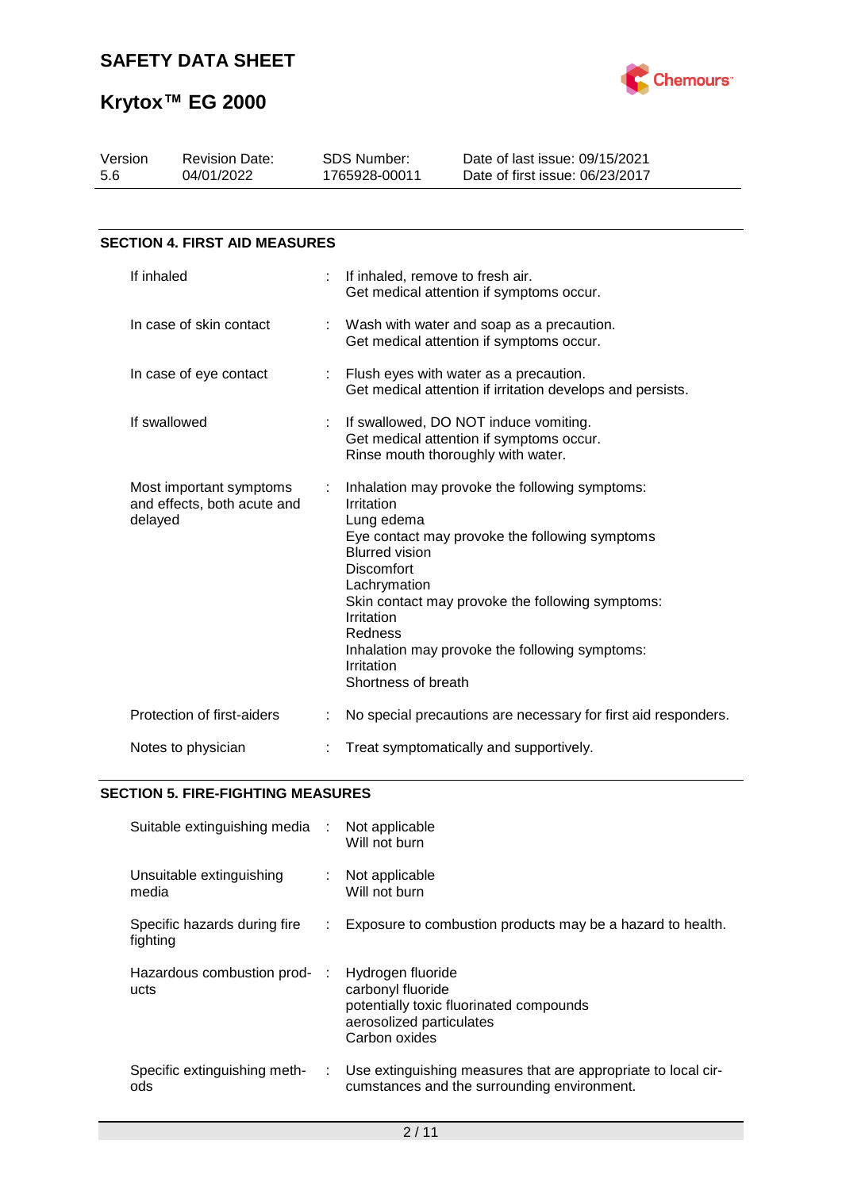## SECTION 4. FIRST AID MEASURES

| | |
|---|---|
| If inhaled | If inhaled, remove to fresh air.<br>Get medical attention if symptoms occur. |
| In case of skin contact | Wash with water and soap as a precaution.<br>Get medical attention if symptoms occur. |
| In case of eye contact | Flush eyes with water as a precaution.<br>Get medical attention if irritation develops and persists. |
| If swallowed | If swallowed, DO NOT induce vomiting.<br>Get medical attention if symptoms occur.<br>Rinse mouth thoroughly with water. |
| Most important symptoms and effects, both acute and delayed | Inhalation may provoke the following symptoms:<br>Irritation<br>Lung edema<br>Eye contact may provoke the following symptoms<br>Blurred vision<br>Discomfort<br>Lachrymation<br>Skin contact may provoke the following symptoms:<br>Irritation<br>Redness<br>Inhalation may provoke the following symptoms:<br>Irritation<br>Shortness of breath |
| Protection of first-aiders | No special precautions are necessary for first aid responders. |
| Notes to physician | Treat symptomatically and supportively. |

## SECTION 5. FIRE-FIGHTING MEASURES

| | |
|---|---|
| Suitable extinguishing media | Not applicable<br>Will not burn |
| Unsuitable extinguishing media | Not applicable<br>Will not burn |
| Specific hazards during fire fighting | Exposure to combustion products may be a hazard to health. |
| Hazardous combustion products | Hydrogen fluoride<br>carbonyl fluoride<br>potentially toxic fluorinated compounds<br>aerosolized particulates<br>Carbon oxides |
| Specific extinguishing methods | Use extinguishing measures that are appropriate to local circumstances and the surrounding environment. |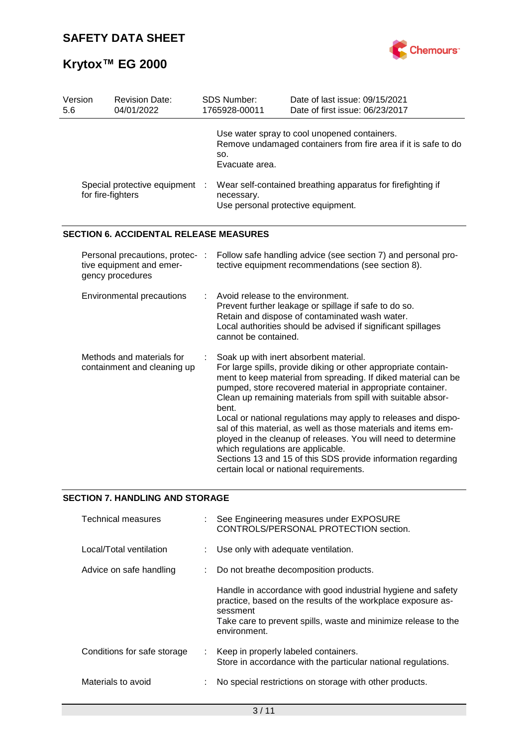| Version 5.6 | Revision Date: 04/01/2022 | SDS Number: 1765928-00011 | Date of last issue: 09/15/2021<br>Date of first issue: 06/23/2017 |
|---|---|---|---|

| | | |
|---|---|---|
| | | Use water spray to cool unopened containers.<br>Remove undamaged containers from fire area if it is safe to do so.<br>Evacuate area. |
| Special protective equipment for fire-fighters | : | Wear self-contained breathing apparatus for firefighting if necessary.<br>Use personal protective equipment. |

## SECTION 6. ACCIDENTAL RELEASE MEASURES

| | | |
|---|---|---|
| Personal precautions, protective equipment and emergency procedures | : | Follow safe handling advice (see section 7) and personal protective equipment recommendations (see section 8). |
| Environmental precautions | : | Avoid release to the environment.<br>Prevent further leakage or spillage if safe to do so.<br>Retain and dispose of contaminated wash water.<br>Local authorities should be advised if significant spillages cannot be contained. |
| Methods and materials for containment and cleaning up | : | Soak up with inert absorbent material.<br>For large spills, provide diking or other appropriate containment to keep material from spreading. If diked material can be pumped, store recovered material in appropriate container.<br>Clean up remaining materials from spill with suitable absorbent.<br>Local or national regulations may apply to releases and disposal of this material, as well as those materials and items employed in the cleanup of releases. You will need to determine which regulations are applicable.<br>Sections 13 and 15 of this SDS provide information regarding certain local or national requirements. |

## SECTION 7. HANDLING AND STORAGE

| | | |
|---|---|---|
| Technical measures | : | See Engineering measures under EXPOSURE CONTROLS/PERSONAL PROTECTION section. |
| Local/Total ventilation | : | Use only with adequate ventilation. |
| Advice on safe handling | : | Do not breathe decomposition products.<br><br>Handle in accordance with good industrial hygiene and safety practice, based on the results of the workplace exposure assessment<br>Take care to prevent spills, waste and minimize release to the environment. |
| Conditions for safe storage | : | Keep in properly labeled containers.<br>Store in accordance with the particular national regulations. |
| Materials to avoid | : | No special restrictions on storage with other products. |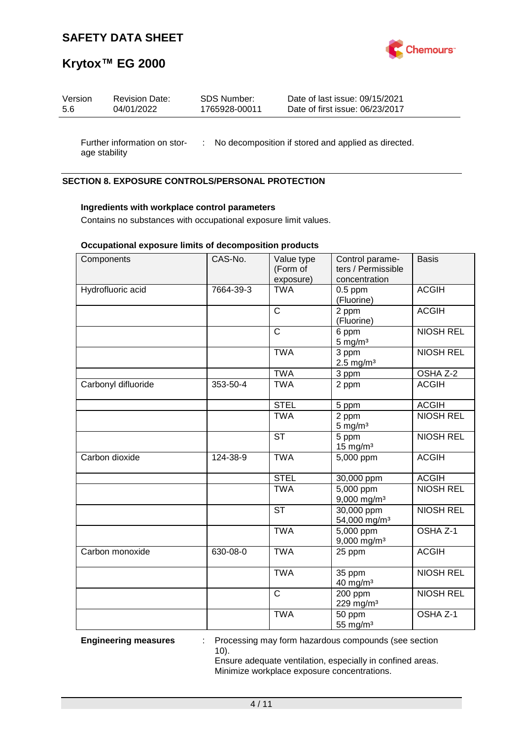Further information on storage stability : No decomposition if stored and applied as directed.

## SECTION 8. EXPOSURE CONTROLS/PERSONAL PROTECTION

### Ingredients with workplace control parameters

Contains no substances with occupational exposure limit values.

### Occupational exposure limits of decomposition products

| Components | CAS-No. | Value type (Form of exposure) | Control parameters / Permissible concentration | Basis |
|---|---|---|---|---|
| Hydrofluoric acid | 7664-39-3 | TWA | 0.5 ppm (Fluorine) | ACGIH |
| | | C | 2 ppm (Fluorine) | ACGIH |
| | | C | 6 ppm<br>5 mg/m³ | NIOSH REL |
| | | TWA | 3 ppm<br>2.5 mg/m³ | NIOSH REL |
| | | TWA | 3 ppm | OSHA Z-2 |
| Carbonyl difluoride | 353-50-4 | TWA | 2 ppm | ACGIH |
| | | STEL | 5 ppm | ACGIH |
| | | TWA | 2 ppm<br>5 mg/m³ | NIOSH REL |
| | | ST | 5 ppm<br>15 mg/m³ | NIOSH REL |
| Carbon dioxide | 124-38-9 | TWA | 5,000 ppm | ACGIH |
| | | STEL | 30,000 ppm | ACGIH |
| | | TWA | 5,000 ppm<br>9,000 mg/m³ | NIOSH REL |
| | | ST | 30,000 ppm<br>54,000 mg/m³ | NIOSH REL |
| | | TWA | 5,000 ppm<br>9,000 mg/m³ | OSHA Z-1 |
| Carbon monoxide | 630-08-0 | TWA | 25 ppm | ACGIH |
| | | TWA | 35 ppm<br>40 mg/m³ | NIOSH REL |
| | | C | 200 ppm<br>229 mg/m³ | NIOSH REL |
| | | TWA | 50 ppm<br>55 mg/m³ | OSHA Z-1 |

**Engineering measures** : Processing may form hazardous compounds (see section 10).
Ensure adequate ventilation, especially in confined areas.
Minimize workplace exposure concentrations.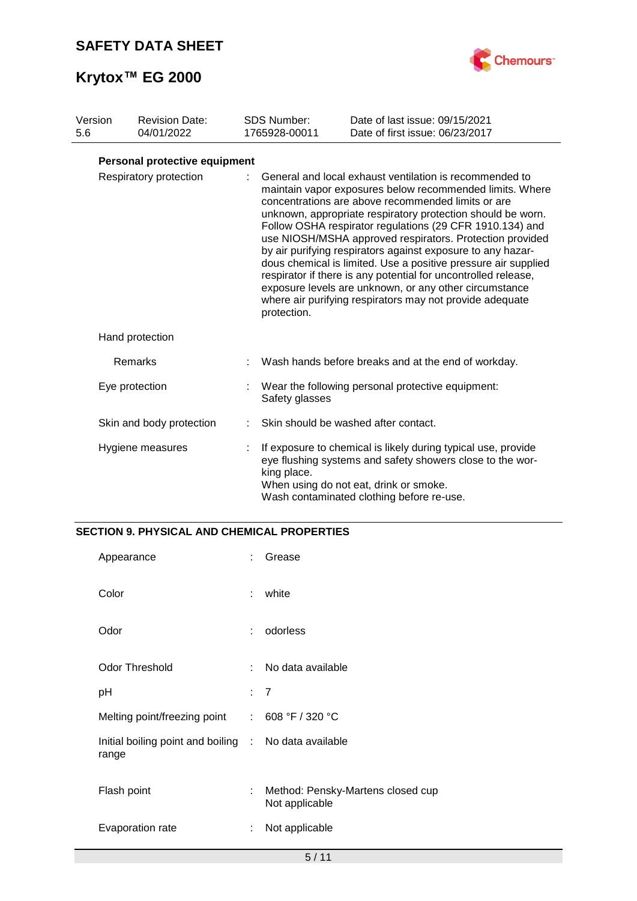| Version 5.6 | Revision Date: 04/01/2022 | SDS Number: 1765928-00011 | Date of last issue: 09/15/2021 Date of first issue: 06/23/2017 |
|---|---|---|---|

**Personal protective equipment**

| | | |
|---|---|---|
| Respiratory protection | : | General and local exhaust ventilation is recommended to maintain vapor exposures below recommended limits. Where concentrations are above recommended limits or are unknown, appropriate respiratory protection should be worn. Follow OSHA respirator regulations (29 CFR 1910.134) and use NIOSH/MSHA approved respirators. Protection provided by air purifying respirators against exposure to any hazardous chemical is limited. Use a positive pressure air supplied respirator if there is any potential for uncontrolled release, exposure levels are unknown, or any other circumstance where air purifying respirators may not provide adequate protection. |
| Hand protection | | |
| Remarks | : | Wash hands before breaks and at the end of workday. |
| Eye protection | : | Wear the following personal protective equipment: Safety glasses |
| Skin and body protection | : | Skin should be washed after contact. |
| Hygiene measures | : | If exposure to chemical is likely during typical use, provide eye flushing systems and safety showers close to the working place. When using do not eat, drink or smoke. Wash contaminated clothing before re-use. |

## SECTION 9. PHYSICAL AND CHEMICAL PROPERTIES

| | | |
|---|---|---|
| Appearance | : | Grease |
| Color | : | white |
| Odor | : | odorless |
| Odor Threshold | : | No data available |
| pH | : | 7 |
| Melting point/freezing point | : | 608 °F / 320 °C |
| Initial boiling point and boiling range | : | No data available |
| Flash point | : | Method: Pensky-Martens closed cup Not applicable |
| Evaporation rate | : | Not applicable |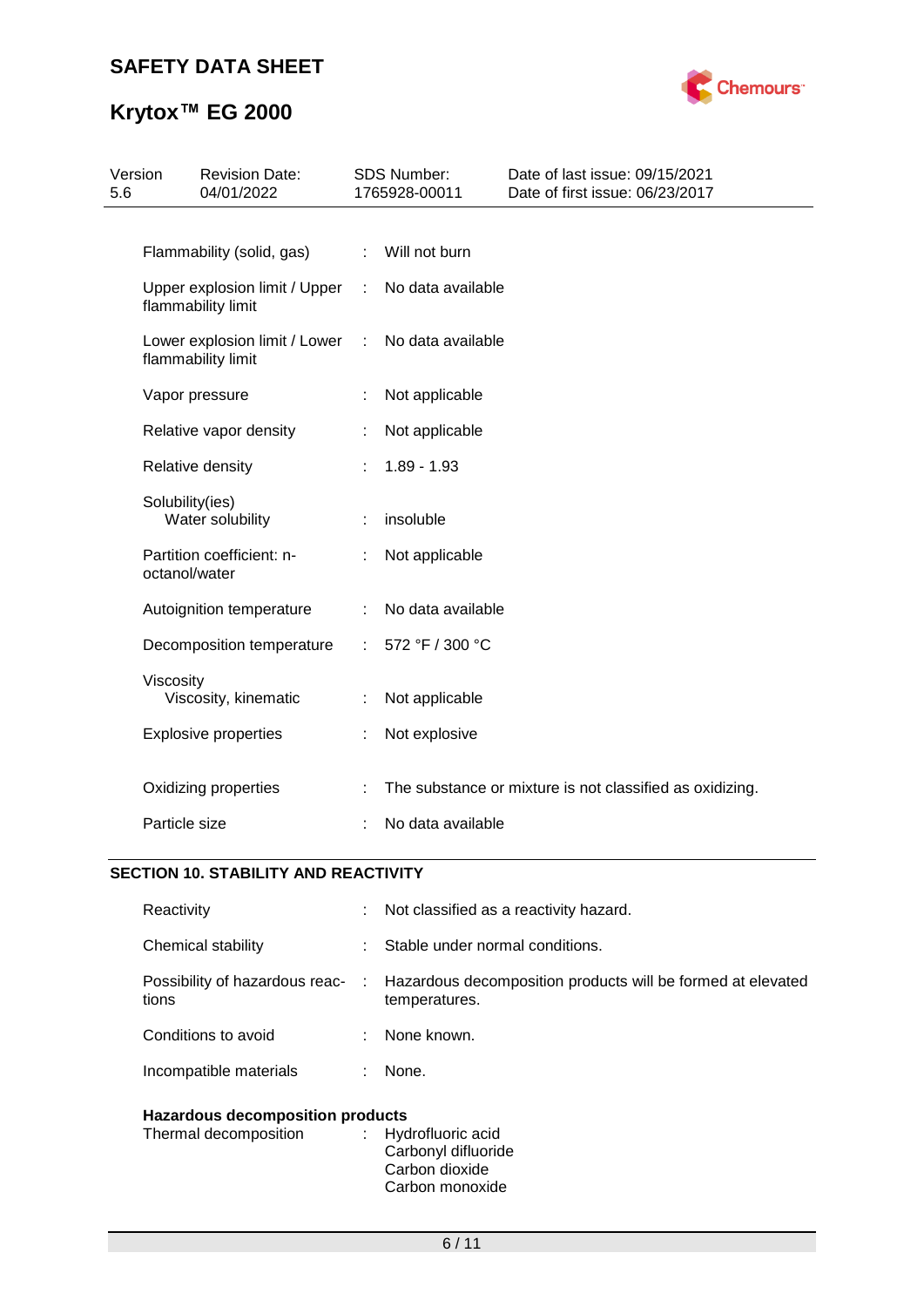| | | |
|---|---|---|
| Flammability (solid, gas) | : | Will not burn |
| Upper explosion limit / Upper flammability limit | : | No data available |
| Lower explosion limit / Lower flammability limit | : | No data available |
| Vapor pressure | : | Not applicable |
| Relative vapor density | : | Not applicable |
| Relative density | : | 1.89 - 1.93 |
| Solubility(ies) Water solubility | : | insoluble |
| Partition coefficient: n-octanol/water | : | Not applicable |
| Autoignition temperature | : | No data available |
| Decomposition temperature | : | 572 °F / 300 °C |
| Viscosity Viscosity, kinematic | : | Not applicable |
| Explosive properties | : | Not explosive |
| Oxidizing properties | : | The substance or mixture is not classified as oxidizing. |
| Particle size | : | No data available |

## SECTION 10. STABILITY AND REACTIVITY

| | | |
|---|---|---|
| Reactivity | : | Not classified as a reactivity hazard. |
| Chemical stability | : | Stable under normal conditions. |
| Possibility of hazardous reactions | : | Hazardous decomposition products will be formed at elevated temperatures. |
| Conditions to avoid | : | None known. |
| Incompatible materials | : | None. |

**Hazardous decomposition products**

| | | |
|---|---|---|
| Thermal decomposition | : | Hydrofluoric acid<br>Carbonyl difluoride<br>Carbon dioxide<br>Carbon monoxide |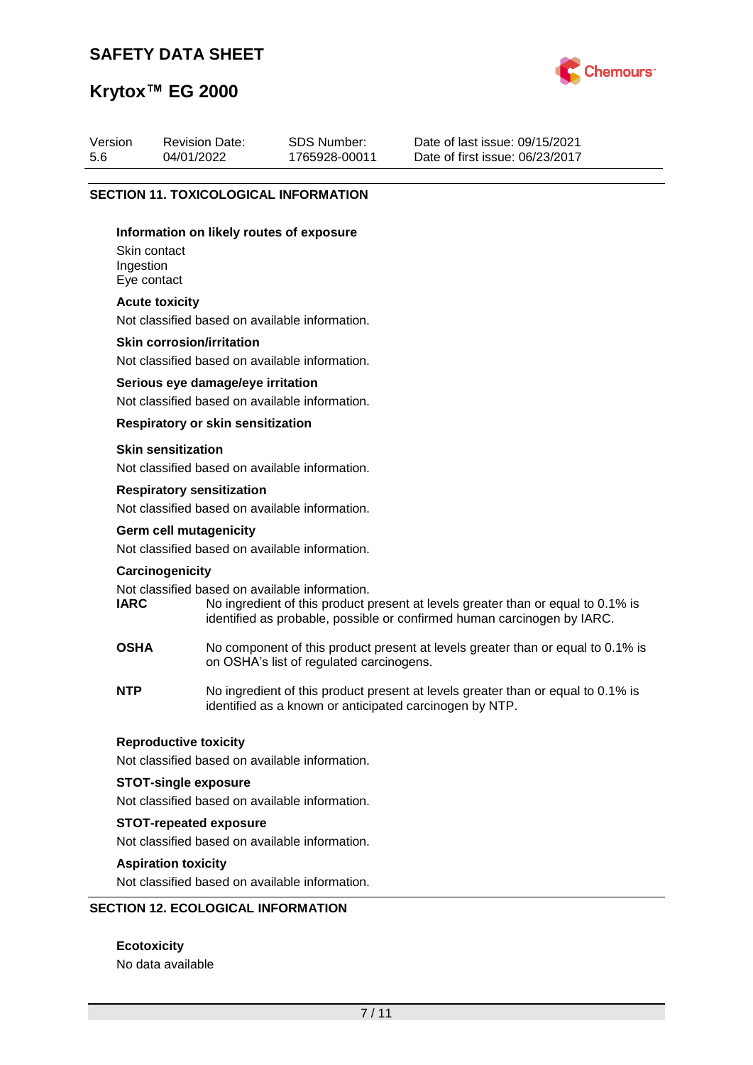## SECTION 11. TOXICOLOGICAL INFORMATION

### Information on likely routes of exposure

Skin contact
Ingestion
Eye contact

### Acute toxicity

Not classified based on available information.

### Skin corrosion/irritation

Not classified based on available information.

### Serious eye damage/eye irritation

Not classified based on available information.

### Respiratory or skin sensitization

#### Skin sensitization

Not classified based on available information.

#### Respiratory sensitization

Not classified based on available information.

### Germ cell mutagenicity

Not classified based on available information.

### Carcinogenicity

Not classified based on available information.

**IARC** No ingredient of this product present at levels greater than or equal to 0.1% is identified as probable, possible or confirmed human carcinogen by IARC.

**OSHA** No component of this product present at levels greater than or equal to 0.1% is on OSHA's list of regulated carcinogens.

**NTP** No ingredient of this product present at levels greater than or equal to 0.1% is identified as a known or anticipated carcinogen by NTP.

### Reproductive toxicity

Not classified based on available information.

### STOT-single exposure

Not classified based on available information.

### STOT-repeated exposure

Not classified based on available information.

### Aspiration toxicity

Not classified based on available information.

## SECTION 12. ECOLOGICAL INFORMATION

### Ecotoxicity

No data available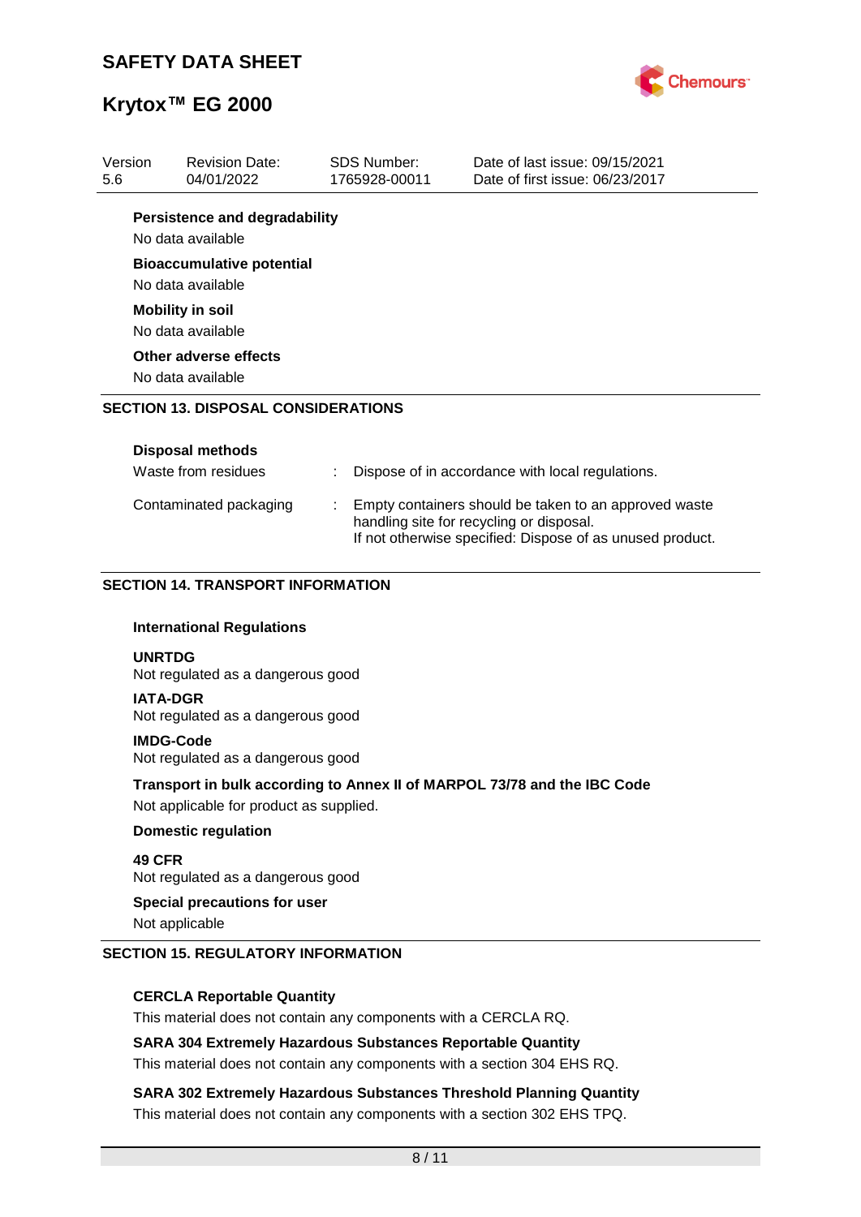**Persistence and degradability**

No data available

**Bioaccumulative potential**

No data available

**Mobility in soil**

No data available

**Other adverse effects**

No data available

## SECTION 13. DISPOSAL CONSIDERATIONS

**Disposal methods**

| | | |
|---|---|---|
| Waste from residues | : | Dispose of in accordance with local regulations. |
| Contaminated packaging | : | Empty containers should be taken to an approved waste handling site for recycling or disposal. If not otherwise specified: Dispose of as unused product. |

## SECTION 14. TRANSPORT INFORMATION

**International Regulations**

**UNRTDG**
Not regulated as a dangerous good

**IATA-DGR**
Not regulated as a dangerous good

**IMDG-Code**
Not regulated as a dangerous good

**Transport in bulk according to Annex II of MARPOL 73/78 and the IBC Code**

Not applicable for product as supplied.

**Domestic regulation**

**49 CFR**
Not regulated as a dangerous good

**Special precautions for user**

Not applicable

## SECTION 15. REGULATORY INFORMATION

**CERCLA Reportable Quantity**

This material does not contain any components with a CERCLA RQ.

**SARA 304 Extremely Hazardous Substances Reportable Quantity**

This material does not contain any components with a section 304 EHS RQ.

**SARA 302 Extremely Hazardous Substances Threshold Planning Quantity**

This material does not contain any components with a section 302 EHS TPQ.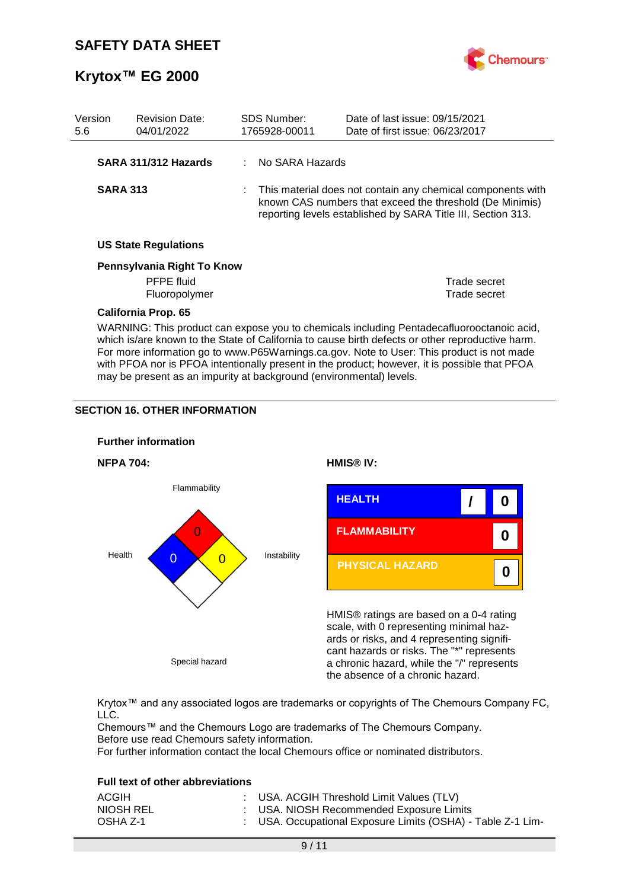| Version | Revision Date: | SDS Number: | Date of last issue: 09/15/2021 |
|---|---|---|---|
| 5.6 | 04/01/2022 | 1765928-00011 | Date of first issue: 06/23/2017 |

**SARA 311/312 Hazards** : No SARA Hazards

**SARA 313** : This material does not contain any chemical components with known CAS numbers that exceed the threshold (De Minimis) reporting levels established by SARA Title III, Section 313.

**US State Regulations**

**Pennsylvania Right To Know**

| | |
|---|---|
| PFPE fluid | Trade secret |
| Fluoropolymer | Trade secret |

**California Prop. 65**

WARNING: This product can expose you to chemicals including Pentadecafluorooctanoic acid, which is/are known to the State of California to cause birth defects or other reproductive harm. For more information go to www.P65Warnings.ca.gov. Note to User: This product is not made with PFOA nor is PFOA intentionally present in the product; however, it is possible that PFOA may be present as an impurity at background (environmental) levels.

## SECTION 16. OTHER INFORMATION

**Further information**

**NFPA 704:**

| | |
|---|---|
| Flammability | 0 |
| Health | 0 |
| Instability | 0 |
| Special hazard | |

**HMIS® IV:**

| | | |
|---|---|---|
| HEALTH | / | 0 |
| FLAMMABILITY | | 0 |
| PHYSICAL HAZARD | | 0 |

HMIS® ratings are based on a 0-4 rating scale, with 0 representing minimal hazards or risks, and 4 representing significant hazards or risks. The "*" represents a chronic hazard, while the "/" represents the absence of a chronic hazard.

Krytox™ and any associated logos are trademarks or copyrights of The Chemours Company FC, LLC.
Chemours™ and the Chemours Logo are trademarks of The Chemours Company.
Before use read Chemours safety information.
For further information contact the local Chemours office or nominated distributors.

**Full text of other abbreviations**

| | |
|---|---|
| ACGIH | : USA. ACGIH Threshold Limit Values (TLV) |
| NIOSH REL | : USA. NIOSH Recommended Exposure Limits |
| OSHA Z-1 | : USA. Occupational Exposure Limits (OSHA) - Table Z-1 Lim- |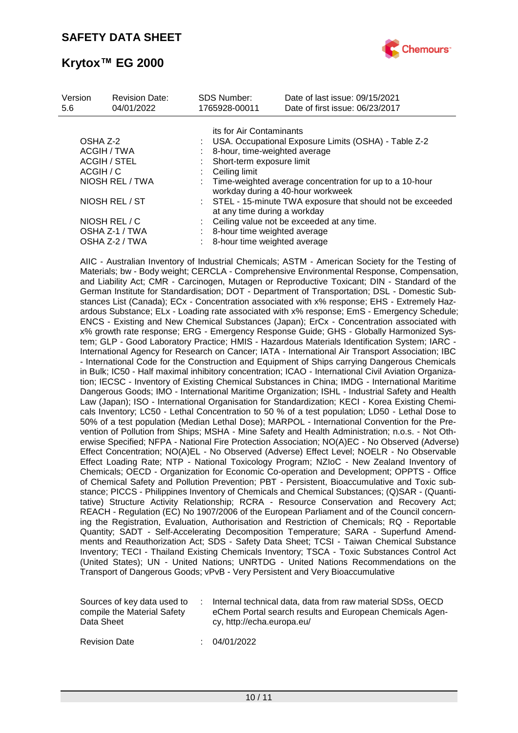its for Air Contaminants

| | | |
|---|---|---|
| OSHA Z-2 | : | USA. Occupational Exposure Limits (OSHA) - Table Z-2 |
| ACGIH / TWA | : | 8-hour, time-weighted average |
| ACGIH / STEL | : | Short-term exposure limit |
| ACGIH / C | : | Ceiling limit |
| NIOSH REL / TWA | : | Time-weighted average concentration for up to a 10-hour workday during a 40-hour workweek |
| NIOSH REL / ST | : | STEL - 15-minute TWA exposure that should not be exceeded at any time during a workday |
| NIOSH REL / C | : | Ceiling value not be exceeded at any time. |
| OSHA Z-1 / TWA | : | 8-hour time weighted average |
| OSHA Z-2 / TWA | : | 8-hour time weighted average |

AIIC - Australian Inventory of Industrial Chemicals; ASTM - American Society for the Testing of Materials; bw - Body weight; CERCLA - Comprehensive Environmental Response, Compensation, and Liability Act; CMR - Carcinogen, Mutagen or Reproductive Toxicant; DIN - Standard of the German Institute for Standardisation; DOT - Department of Transportation; DSL - Domestic Substances List (Canada); ECx - Concentration associated with x% response; EHS - Extremely Hazardous Substance; ELx - Loading rate associated with x% response; EmS - Emergency Schedule; ENCS - Existing and New Chemical Substances (Japan); ErCx - Concentration associated with x% growth rate response; ERG - Emergency Response Guide; GHS - Globally Harmonized System; GLP - Good Laboratory Practice; HMIS - Hazardous Materials Identification System; IARC - International Agency for Research on Cancer; IATA - International Air Transport Association; IBC - International Code for the Construction and Equipment of Ships carrying Dangerous Chemicals in Bulk; IC50 - Half maximal inhibitory concentration; ICAO - International Civil Aviation Organization; IECSC - Inventory of Existing Chemical Substances in China; IMDG - International Maritime Dangerous Goods; IMO - International Maritime Organization; ISHL - Industrial Safety and Health Law (Japan); ISO - International Organisation for Standardization; KECI - Korea Existing Chemicals Inventory; LC50 - Lethal Concentration to 50 % of a test population; LD50 - Lethal Dose to 50% of a test population (Median Lethal Dose); MARPOL - International Convention for the Prevention of Pollution from Ships; MSHA - Mine Safety and Health Administration; n.o.s. - Not Otherwise Specified; NFPA - National Fire Protection Association; NO(A)EC - No Observed (Adverse) Effect Concentration; NO(A)EL - No Observed (Adverse) Effect Level; NOELR - No Observable Effect Loading Rate; NTP - National Toxicology Program; NZIoC - New Zealand Inventory of Chemicals; OECD - Organization for Economic Co-operation and Development; OPPTS - Office of Chemical Safety and Pollution Prevention; PBT - Persistent, Bioaccumulative and Toxic substance; PICCS - Philippines Inventory of Chemicals and Chemical Substances; (Q)SAR - (Quantitative) Structure Activity Relationship; RCRA - Resource Conservation and Recovery Act; REACH - Regulation (EC) No 1907/2006 of the European Parliament and of the Council concerning the Registration, Evaluation, Authorisation and Restriction of Chemicals; RQ - Reportable Quantity; SADT - Self-Accelerating Decomposition Temperature; SARA - Superfund Amendments and Reauthorization Act; SDS - Safety Data Sheet; TCSI - Taiwan Chemical Substance Inventory; TECI - Thailand Existing Chemicals Inventory; TSCA - Toxic Substances Control Act (United States); UN - United Nations; UNRTDG - United Nations Recommendations on the Transport of Dangerous Goods; vPvB - Very Persistent and Very Bioaccumulative

| | | |
|---|---|---|
| Sources of key data used to compile the Material Safety Data Sheet | : | Internal technical data, data from raw material SDSs, OECD eChem Portal search results and European Chemicals Agency, http://echa.europa.eu/ |
| Revision Date | : | 04/01/2022 |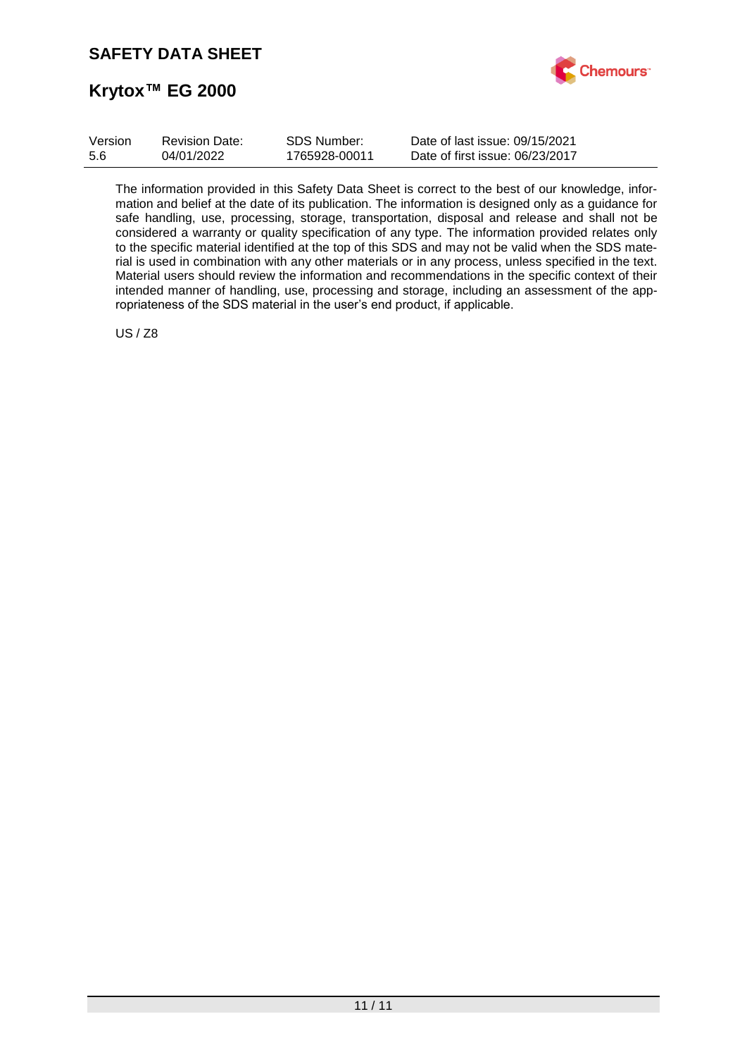The information provided in this Safety Data Sheet is correct to the best of our knowledge, information and belief at the date of its publication. The information is designed only as a guidance for safe handling, use, processing, storage, transportation, disposal and release and shall not be considered a warranty or quality specification of any type. The information provided relates only to the specific material identified at the top of this SDS and may not be valid when the SDS material is used in combination with any other materials or in any process, unless specified in the text. Material users should review the information and recommendations in the specific context of their intended manner of handling, use, processing and storage, including an assessment of the appropriateness of the SDS material in the user's end product, if applicable.

US / Z8